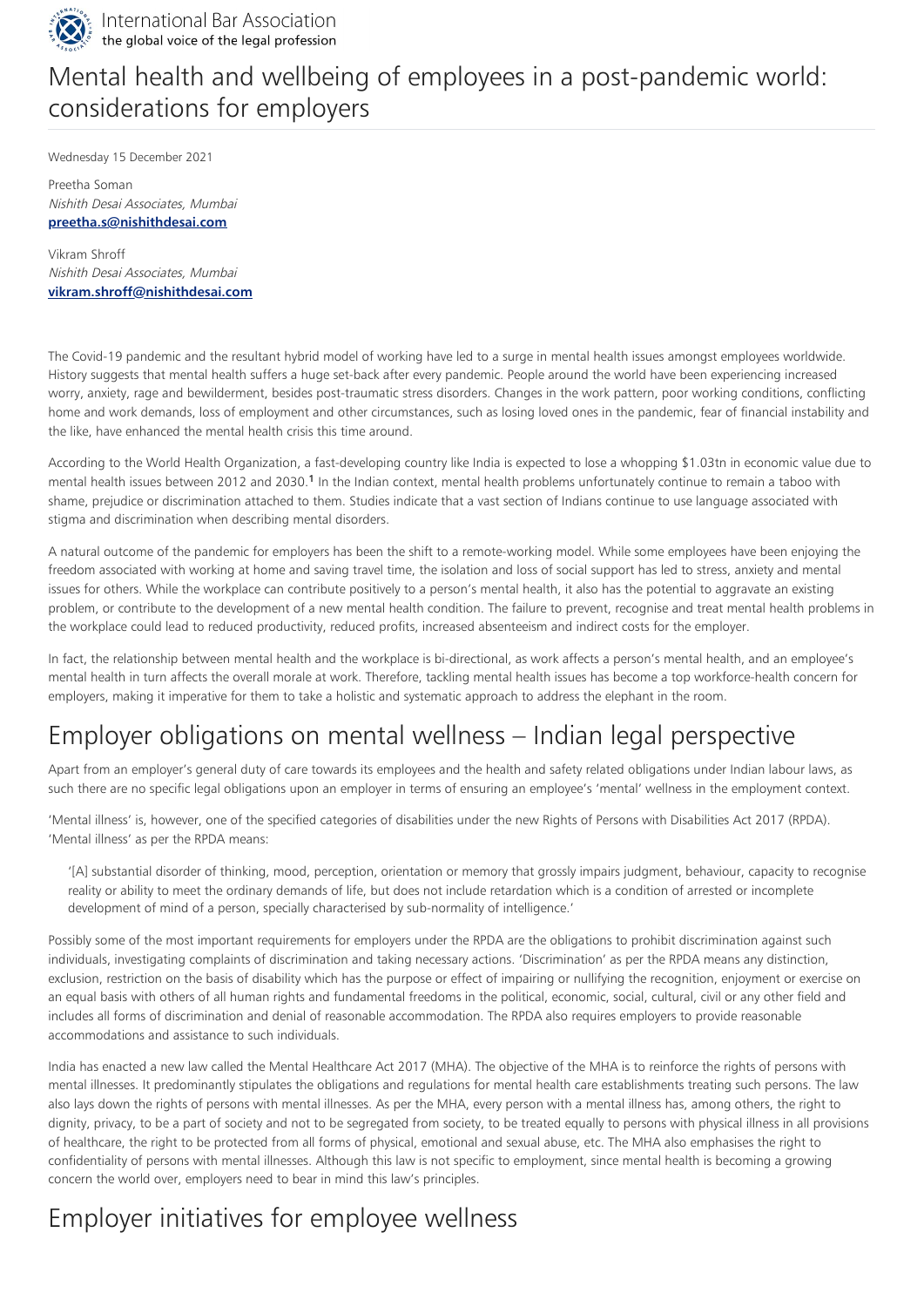International Bar Association
the global voice of the legal profession

# Mental health and wellbeing of employees in a post-pandemic world: considerations for employers

Wednesday 15 December 2021

Preetha Soman
*Nishith Desai Associates, Mumbai*
**preetha.s@nishithdesai.com**

Vikram Shroff
*Nishith Desai Associates, Mumbai*
**vikram.shroff@nishithdesai.com**

The Covid-19 pandemic and the resultant hybrid model of working have led to a surge in mental health issues amongst employees worldwide. History suggests that mental health suffers a huge set-back after every pandemic. People around the world have been experiencing increased worry, anxiety, rage and bewilderment, besides post-traumatic stress disorders. Changes in the work pattern, poor working conditions, conflicting home and work demands, loss of employment and other circumstances, such as losing loved ones in the pandemic, fear of financial instability and the like, have enhanced the mental health crisis this time around.

According to the World Health Organization, a fast-developing country like India is expected to lose a whopping $1.03tn in economic value due to mental health issues between 2012 and 2030.[1] In the Indian context, mental health problems unfortunately continue to remain a taboo with shame, prejudice or discrimination attached to them. Studies indicate that a vast section of Indians continue to use language associated with stigma and discrimination when describing mental disorders.

A natural outcome of the pandemic for employers has been the shift to a remote-working model. While some employees have been enjoying the freedom associated with working at home and saving travel time, the isolation and loss of social support has led to stress, anxiety and mental issues for others. While the workplace can contribute positively to a person's mental health, it also has the potential to aggravate an existing problem, or contribute to the development of a new mental health condition. The failure to prevent, recognise and treat mental health problems in the workplace could lead to reduced productivity, reduced profits, increased absenteeism and indirect costs for the employer.

In fact, the relationship between mental health and the workplace is bi-directional, as work affects a person's mental health, and an employee's mental health in turn affects the overall morale at work. Therefore, tackling mental health issues has become a top workforce-health concern for employers, making it imperative for them to take a holistic and systematic approach to address the elephant in the room.

## Employer obligations on mental wellness – Indian legal perspective

Apart from an employer's general duty of care towards its employees and the health and safety related obligations under Indian labour laws, as such there are no specific legal obligations upon an employer in terms of ensuring an employee's 'mental' wellness in the employment context.

'Mental illness' is, however, one of the specified categories of disabilities under the new Rights of Persons with Disabilities Act 2017 (RPDA). 'Mental illness' as per the RPDA means:

> '[A] substantial disorder of thinking, mood, perception, orientation or memory that grossly impairs judgment, behaviour, capacity to recognise reality or ability to meet the ordinary demands of life, but does not include retardation which is a condition of arrested or incomplete development of mind of a person, specially characterised by sub-normality of intelligence.'

Possibly some of the most important requirements for employers under the RPDA are the obligations to prohibit discrimination against such individuals, investigating complaints of discrimination and taking necessary actions. 'Discrimination' as per the RPDA means any distinction, exclusion, restriction on the basis of disability which has the purpose or effect of impairing or nullifying the recognition, enjoyment or exercise on an equal basis with others of all human rights and fundamental freedoms in the political, economic, social, cultural, civil or any other field and includes all forms of discrimination and denial of reasonable accommodation. The RPDA also requires employers to provide reasonable accommodations and assistance to such individuals.

India has enacted a new law called the Mental Healthcare Act 2017 (MHA). The objective of the MHA is to reinforce the rights of persons with mental illnesses. It predominantly stipulates the obligations and regulations for mental health care establishments treating such persons. The law also lays down the rights of persons with mental illnesses. As per the MHA, every person with a mental illness has, among others, the right to dignity, privacy, to be a part of society and not to be segregated from society, to be treated equally to persons with physical illness in all provisions of healthcare, the right to be protected from all forms of physical, emotional and sexual abuse, etc. The MHA also emphasises the right to confidentiality of persons with mental illnesses. Although this law is not specific to employment, since mental health is becoming a growing concern the world over, employers need to bear in mind this law's principles.

## Employer initiatives for employee wellness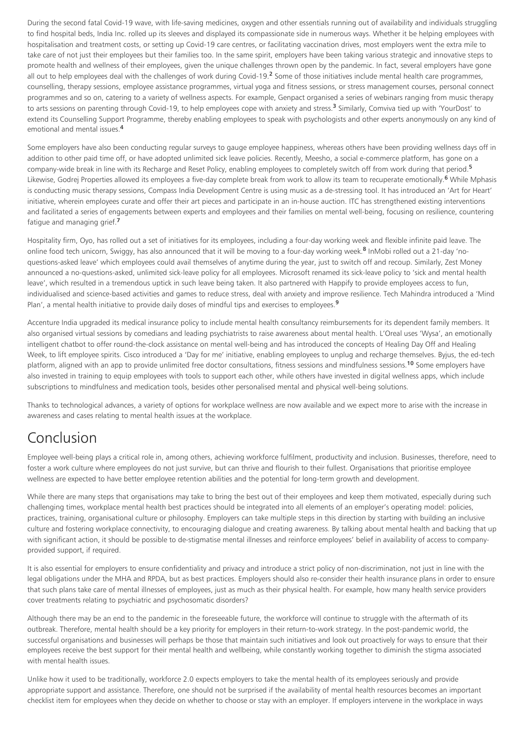During the second fatal Covid-19 wave, with life-saving medicines, oxygen and other essentials running out of availability and individuals struggling to find hospital beds, India Inc. rolled up its sleeves and displayed its compassionate side in numerous ways. Whether it be helping employees with hospitalisation and treatment costs, or setting up Covid-19 care centres, or facilitating vaccination drives, most employers went the extra mile to take care of not just their employees but their families too. In the same spirit, employers have been taking various strategic and innovative steps to promote health and wellness of their employees, given the unique challenges thrown open by the pandemic. In fact, several employers have gone all out to help employees deal with the challenges of work during Covid-19.[2] Some of those initiatives include mental health care programmes, counselling, therapy sessions, employee assistance programmes, virtual yoga and fitness sessions, or stress management courses, personal connect programmes and so on, catering to a variety of wellness aspects. For example, Genpact organised a series of webinars ranging from music therapy to arts sessions on parenting through Covid-19, to help employees cope with anxiety and stress.[3] Similarly, Comviva tied up with 'YourDost' to extend its Counselling Support Programme, thereby enabling employees to speak with psychologists and other experts anonymously on any kind of emotional and mental issues.[4]

Some employers have also been conducting regular surveys to gauge employee happiness, whereas others have been providing wellness days off in addition to other paid time off, or have adopted unlimited sick leave policies. Recently, Meesho, a social e-commerce platform, has gone on a company-wide break in line with its Recharge and Reset Policy, enabling employees to completely switch off from work during that period.[5] Likewise, Godrej Properties allowed its employees a five-day complete break from work to allow its team to recuperate emotionally.[6] While Mphasis is conducting music therapy sessions, Compass India Development Centre is using music as a de-stressing tool. It has introduced an 'Art for Heart' initiative, wherein employees curate and offer their art pieces and participate in an in-house auction. ITC has strengthened existing interventions and facilitated a series of engagements between experts and employees and their families on mental well-being, focusing on resilience, countering fatigue and managing grief.[7]

Hospitality firm, Oyo, has rolled out a set of initiatives for its employees, including a four-day working week and flexible infinite paid leave. The online food tech unicorn, Swiggy, has also announced that it will be moving to a four-day working week.[8] InMobi rolled out a 21-day 'no-questions-asked leave' which employees could avail themselves of anytime during the year, just to switch off and recoup. Similarly, Zest Money announced a no-questions-asked, unlimited sick-leave policy for all employees. Microsoft renamed its sick-leave policy to 'sick and mental health leave', which resulted in a tremendous uptick in such leave being taken. It also partnered with Happify to provide employees access to fun, individualised and science-based activities and games to reduce stress, deal with anxiety and improve resilience. Tech Mahindra introduced a 'Mind Plan', a mental health initiative to provide daily doses of mindful tips and exercises to employees.[9]

Accenture India upgraded its medical insurance policy to include mental health consultancy reimbursements for its dependent family members. It also organised virtual sessions by comedians and leading psychiatrists to raise awareness about mental health. L'Oreal uses 'Wysa', an emotionally intelligent chatbot to offer round-the-clock assistance on mental well-being and has introduced the concepts of Healing Day Off and Healing Week, to lift employee spirits. Cisco introduced a 'Day for me' initiative, enabling employees to unplug and recharge themselves. Byjus, the ed-tech platform, aligned with an app to provide unlimited free doctor consultations, fitness sessions and mindfulness sessions.[10] Some employers have also invested in training to equip employees with tools to support each other, while others have invested in digital wellness apps, which include subscriptions to mindfulness and medication tools, besides other personalised mental and physical well-being solutions.

Thanks to technological advances, a variety of options for workplace wellness are now available and we expect more to arise with the increase in awareness and cases relating to mental health issues at the workplace.

# Conclusion

Employee well-being plays a critical role in, among others, achieving workforce fulfilment, productivity and inclusion. Businesses, therefore, need to foster a work culture where employees do not just survive, but can thrive and flourish to their fullest. Organisations that prioritise employee wellness are expected to have better employee retention abilities and the potential for long-term growth and development.

While there are many steps that organisations may take to bring the best out of their employees and keep them motivated, especially during such challenging times, workplace mental health best practices should be integrated into all elements of an employer's operating model: policies, practices, training, organisational culture or philosophy. Employers can take multiple steps in this direction by starting with building an inclusive culture and fostering workplace connectivity, to encouraging dialogue and creating awareness. By talking about mental health and backing that up with significant action, it should be possible to de-stigmatise mental illnesses and reinforce employees' belief in availability of access to company-provided support, if required.

It is also essential for employers to ensure confidentiality and privacy and introduce a strict policy of non-discrimination, not just in line with the legal obligations under the MHA and RPDA, but as best practices. Employers should also re-consider their health insurance plans in order to ensure that such plans take care of mental illnesses of employees, just as much as their physical health. For example, how many health service providers cover treatments relating to psychiatric and psychosomatic disorders?

Although there may be an end to the pandemic in the foreseeable future, the workforce will continue to struggle with the aftermath of its outbreak. Therefore, mental health should be a key priority for employers in their return-to-work strategy. In the post-pandemic world, the successful organisations and businesses will perhaps be those that maintain such initiatives and look out proactively for ways to ensure that their employees receive the best support for their mental health and wellbeing, while constantly working together to diminish the stigma associated with mental health issues.

Unlike how it used to be traditionally, workforce 2.0 expects employers to take the mental health of its employees seriously and provide appropriate support and assistance. Therefore, one should not be surprised if the availability of mental health resources becomes an important checklist item for employees when they decide on whether to choose or stay with an employer. If employers intervene in the workplace in ways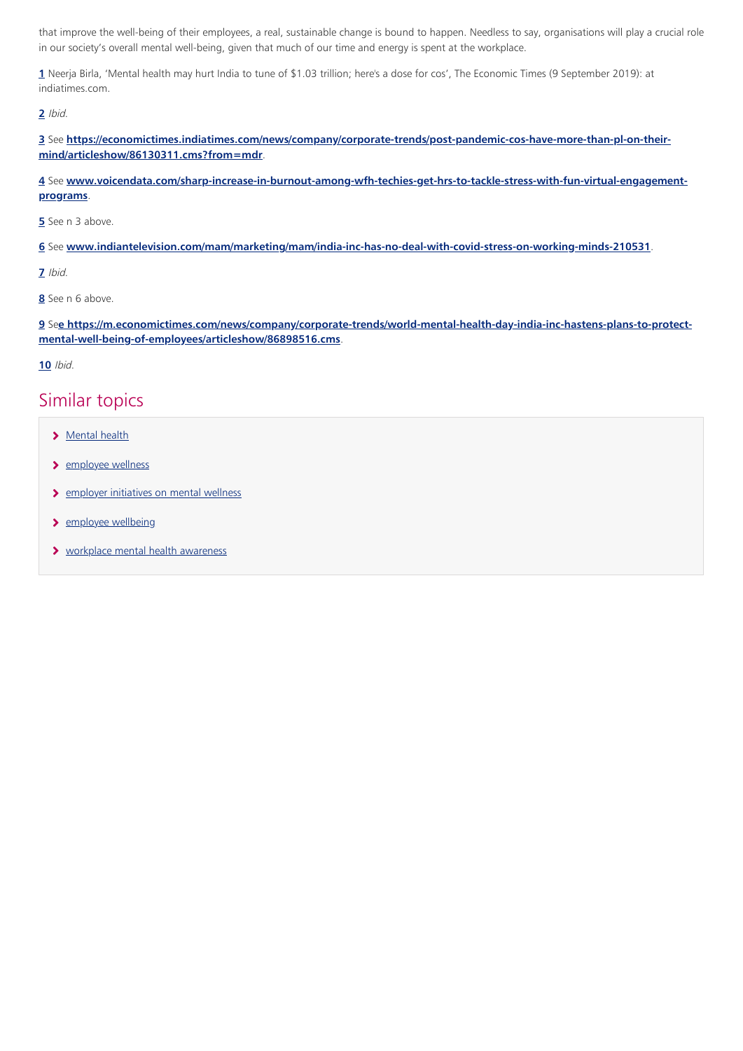that improve the well-being of their employees, a real, sustainable change is bound to happen. Needless to say, organisations will play a crucial role in our society's overall mental well-being, given that much of our time and energy is spent at the workplace.

**1** Neerja Birla, 'Mental health may hurt India to tune of $1.03 trillion; here's a dose for cos', The Economic Times (9 September 2019): at indiatimes.com.

**2** *Ibid.*

**3** See **https://economictimes.indiatimes.com/news/company/corporate-trends/post-pandemic-cos-have-more-than-pl-on-their-mind/articleshow/86130311.cms?from=mdr**.

**4** See **www.voicendata.com/sharp-increase-in-burnout-among-wfh-techies-get-hrs-to-tackle-stress-with-fun-virtual-engagement-programs**.

**5** See n 3 above.

**6** See **www.indiantelevision.com/mam/marketing/mam/india-inc-has-no-deal-with-covid-stress-on-working-minds-210531**.

**7** *Ibid.*

**8** See n 6 above.

**9** See **https://m.economictimes.com/news/company/corporate-trends/world-mental-health-day-india-inc-hastens-plans-to-protect-mental-well-being-of-employees/articleshow/86898516.cms**.

**10** *Ibid.*

## Similar topics

- Mental health
- employee wellness
- employer initiatives on mental wellness
- employee wellbeing
- workplace mental health awareness